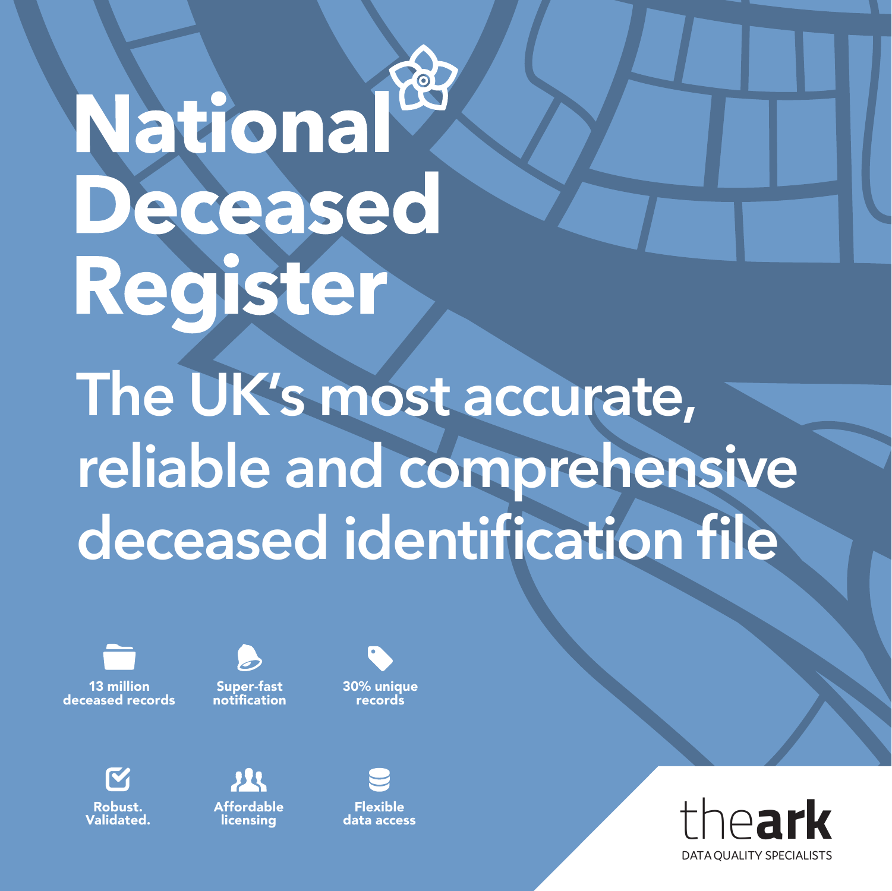# National Deceased Register

## The UK's most accurate, reliable and comprehensive deceased identification file

- **13 million deceased records**
- **Super-fast notification**
- **30% unique records**
- **Robust. Validated.**
- **Affordable licensing**
- **Flexible data access**

theark

DATA QUALITY SPECIALISTS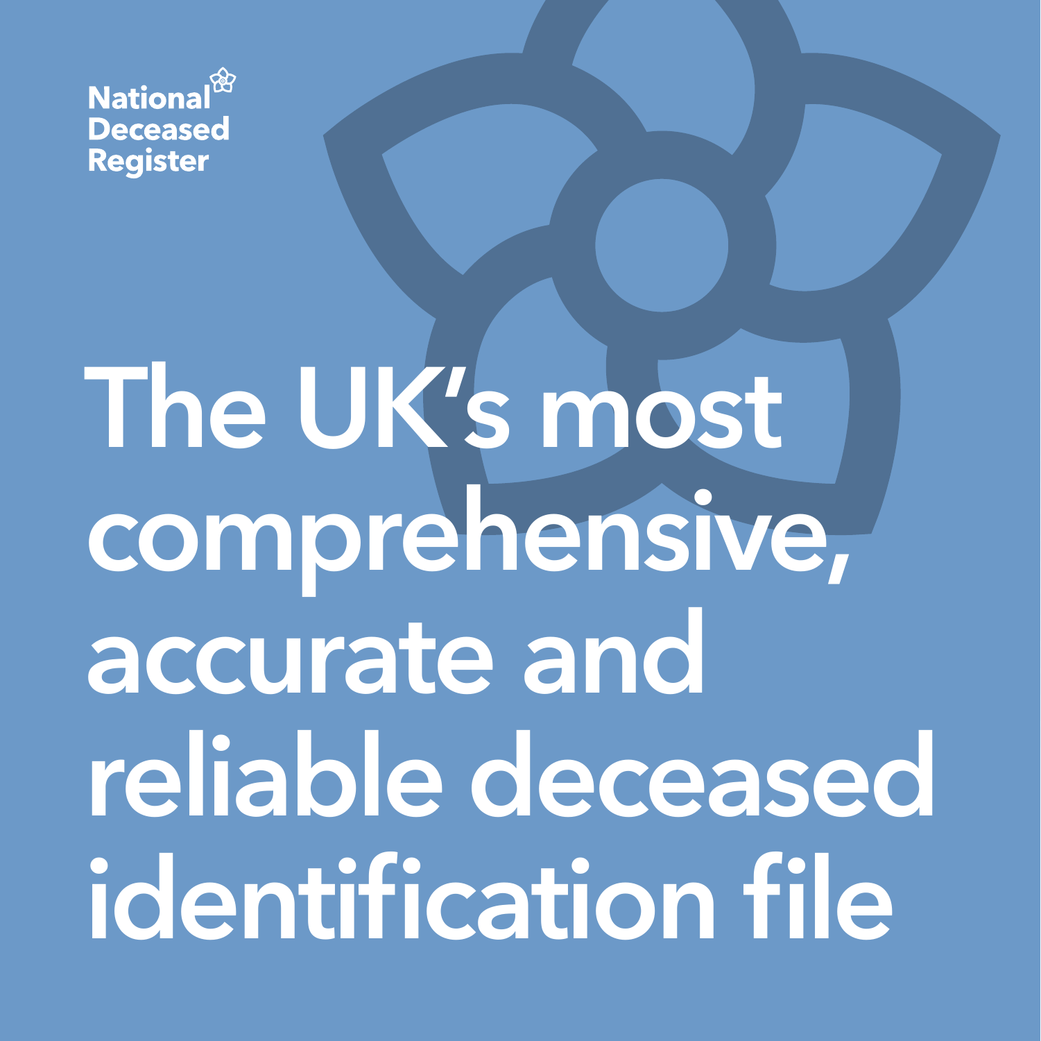National Deceased Register

# The UK's most comprehensive, accurate and reliable deceased identification file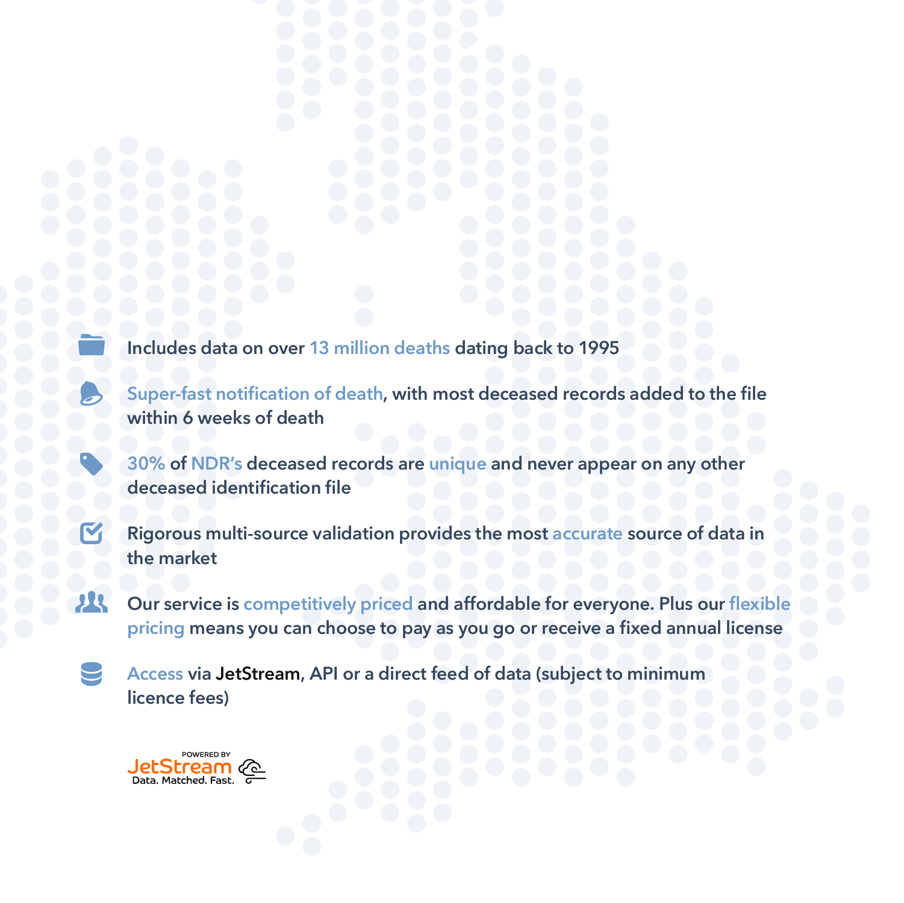- Includes data on over 13 million deaths dating back to 1995
- Super-fast notification of death, with most deceased records added to the file within 6 weeks of death
- 30% of NDR's deceased records are unique and never appear on any other deceased identification file
- Rigorous multi-source validation provides the most accurate source of data in the market
- Our service is competitively priced and affordable for everyone. Plus our flexible pricing means you can choose to pay as you go or receive a fixed annual license
- Access via JetStream, API or a direct feed of data (subject to minimum licence fees)

POWERED BY JetStream Data. Matched. Fast.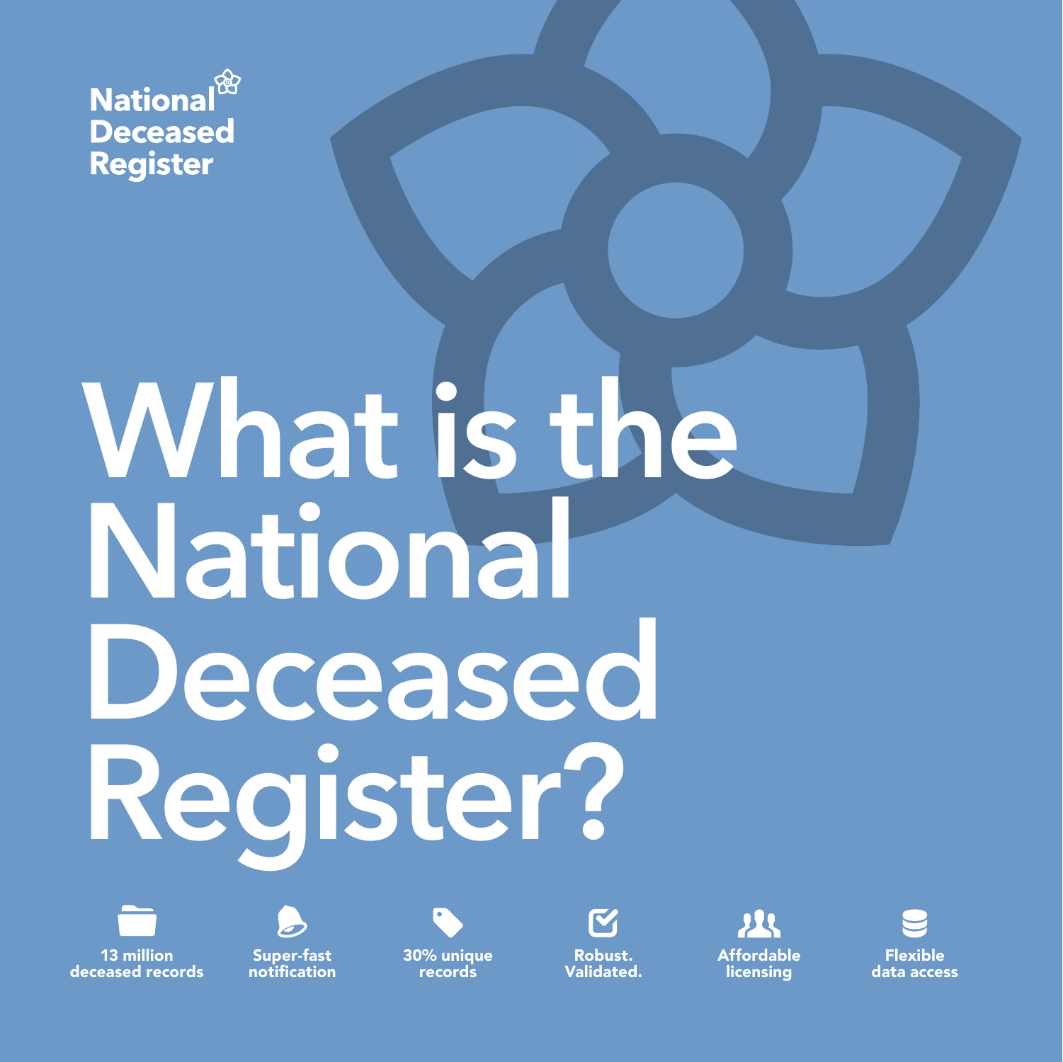National Deceased Register

# What is the National Deceased Register?

- 13 million deceased records
- Super-fast notification
- 30% unique records
- Robust. Validated.
- Affordable licensing
- Flexible data access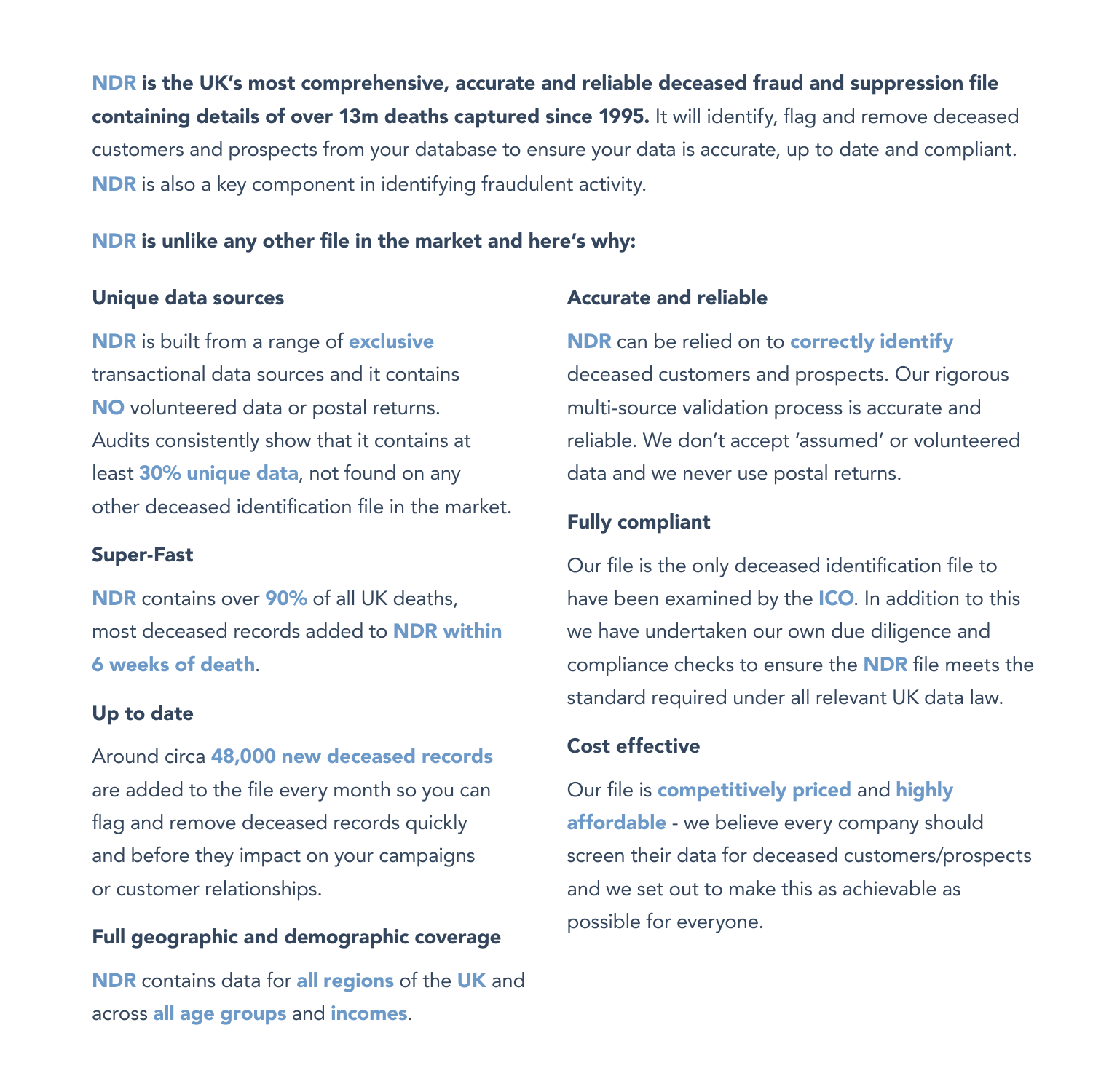**NDR is the UK's most comprehensive, accurate and reliable deceased fraud and suppression file containing details of over 13m deaths captured since 1995.** It will identify, flag and remove deceased customers and prospects from your database to ensure your data is accurate, up to date and compliant. **NDR** is also a key component in identifying fraudulent activity.

**NDR is unlike any other file in the market and here's why:**

### Unique data sources

**NDR** is built from a range of **exclusive** transactional data sources and it contains **NO** volunteered data or postal returns. Audits consistently show that it contains at least **30% unique data**, not found on any other deceased identification file in the market.

### Super-Fast

**NDR** contains over **90%** of all UK deaths, most deceased records added to **NDR within 6 weeks of death**.

### Up to date

Around circa **48,000 new deceased records** are added to the file every month so you can flag and remove deceased records quickly and before they impact on your campaigns or customer relationships.

### Full geographic and demographic coverage

**NDR** contains data for **all regions** of the **UK** and across **all age groups** and **incomes**.

### Accurate and reliable

**NDR** can be relied on to **correctly identify** deceased customers and prospects. Our rigorous multi-source validation process is accurate and reliable. We don't accept 'assumed' or volunteered data and we never use postal returns.

### Fully compliant

Our file is the only deceased identification file to have been examined by the **ICO**. In addition to this we have undertaken our own due diligence and compliance checks to ensure the **NDR** file meets the standard required under all relevant UK data law.

### Cost effective

Our file is **competitively priced** and **highly affordable** - we believe every company should screen their data for deceased customers/prospects and we set out to make this as achievable as possible for everyone.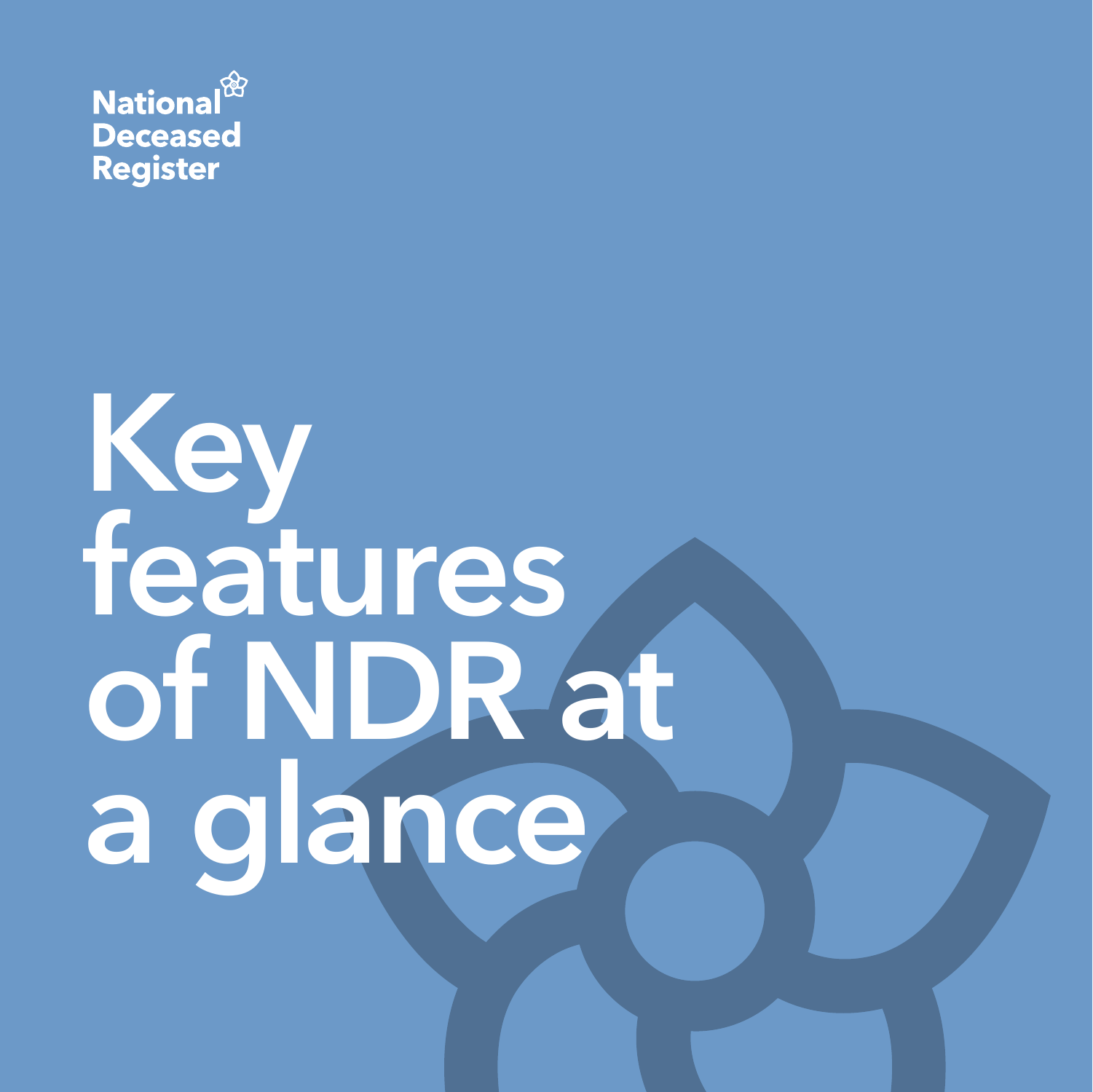National Deceased Register

# Key features of NDR at a glance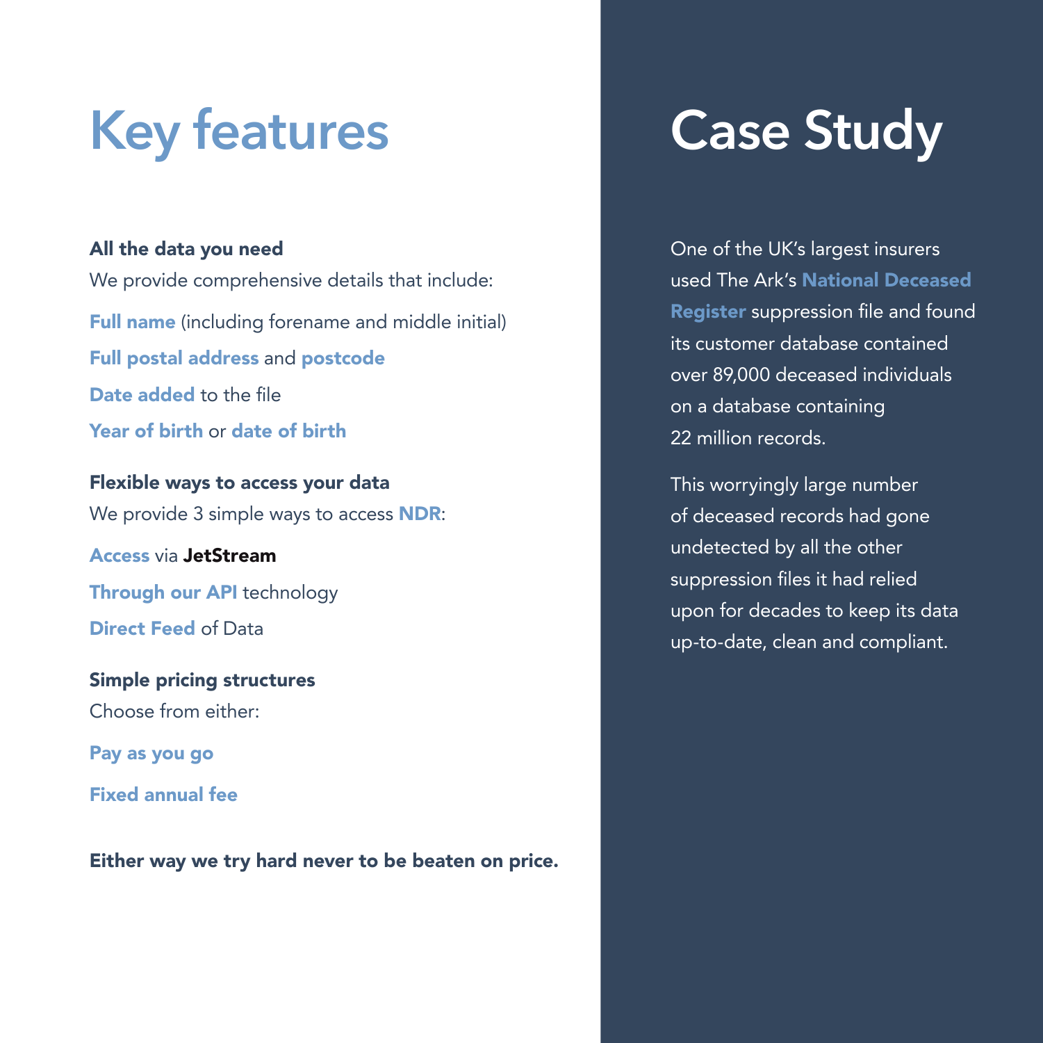# Key features

**All the data you need**

We provide comprehensive details that include:

**Full name** (including forename and middle initial)

**Full postal address** and **postcode**

**Date added** to the file

**Year of birth** or **date of birth**

**Flexible ways to access your data**

We provide 3 simple ways to access **NDR**:

**Access** via **JetStream**

**Through our API** technology

**Direct Feed** of Data

**Simple pricing structures**

Choose from either:

**Pay as you go**

**Fixed annual fee**

**Either way we try hard never to be beaten on price.**

# Case Study

One of the UK's largest insurers used The Ark's **National Deceased Register** suppression file and found its customer database contained over 89,000 deceased individuals on a database containing 22 million records.

This worryingly large number of deceased records had gone undetected by all the other suppression files it had relied upon for decades to keep its data up-to-date, clean and compliant.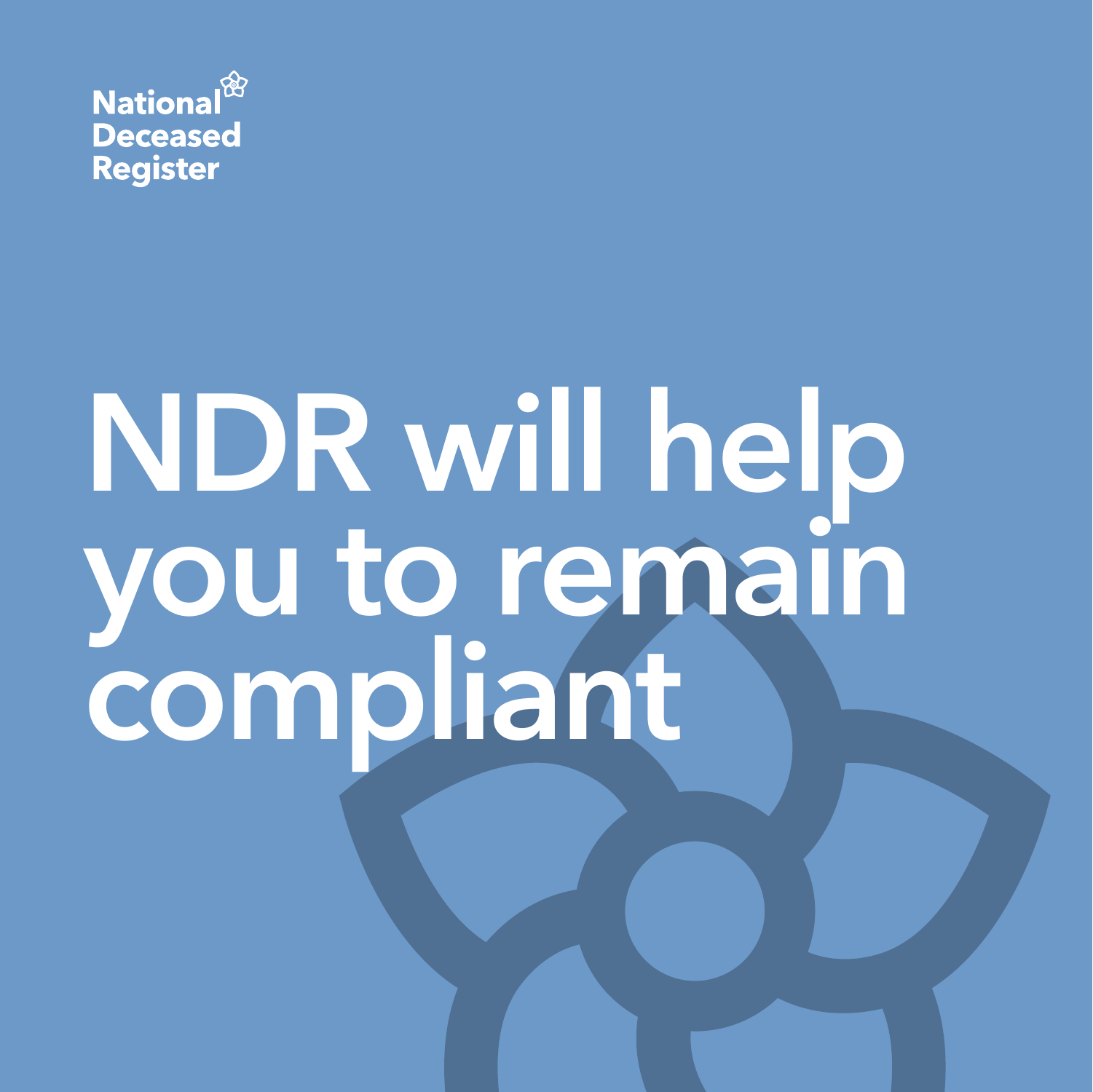National Deceased Register

# NDR will help you to remain compliant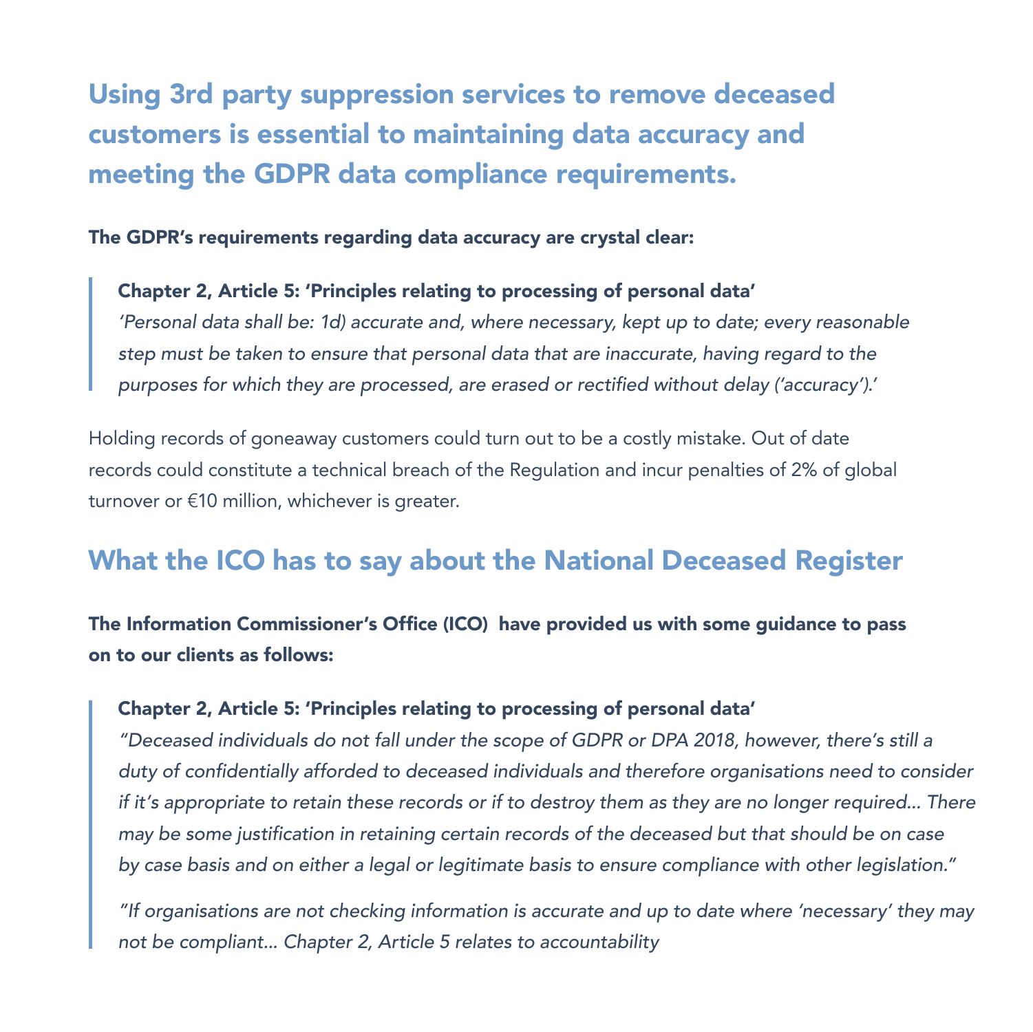## Using 3rd party suppression services to remove deceased customers is essential to maintaining data accuracy and meeting the GDPR data compliance requirements.

**The GDPR's requirements regarding data accuracy are crystal clear:**

> **Chapter 2, Article 5: 'Principles relating to processing of personal data'**
> *'Personal data shall be: 1d) accurate and, where necessary, kept up to date; every reasonable step must be taken to ensure that personal data that are inaccurate, having regard to the purposes for which they are processed, are erased or rectified without delay ('accuracy').'*

Holding records of goneaway customers could turn out to be a costly mistake. Out of date records could constitute a technical breach of the Regulation and incur penalties of 2% of global turnover or €10 million, whichever is greater.

## What the ICO has to say about the National Deceased Register

**The Information Commissioner's Office (ICO) have provided us with some guidance to pass on to our clients as follows:**

> **Chapter 2, Article 5: 'Principles relating to processing of personal data'**
> *"Deceased individuals do not fall under the scope of GDPR or DPA 2018, however, there's still a duty of confidentially afforded to deceased individuals and therefore organisations need to consider if it's appropriate to retain these records or if to destroy them as they are no longer required... There may be some justification in retaining certain records of the deceased but that should be on case by case basis and on either a legal or legitimate basis to ensure compliance with other legislation."*
>
> *"If organisations are not checking information is accurate and up to date where 'necessary' they may not be compliant... Chapter 2, Article 5 relates to accountability*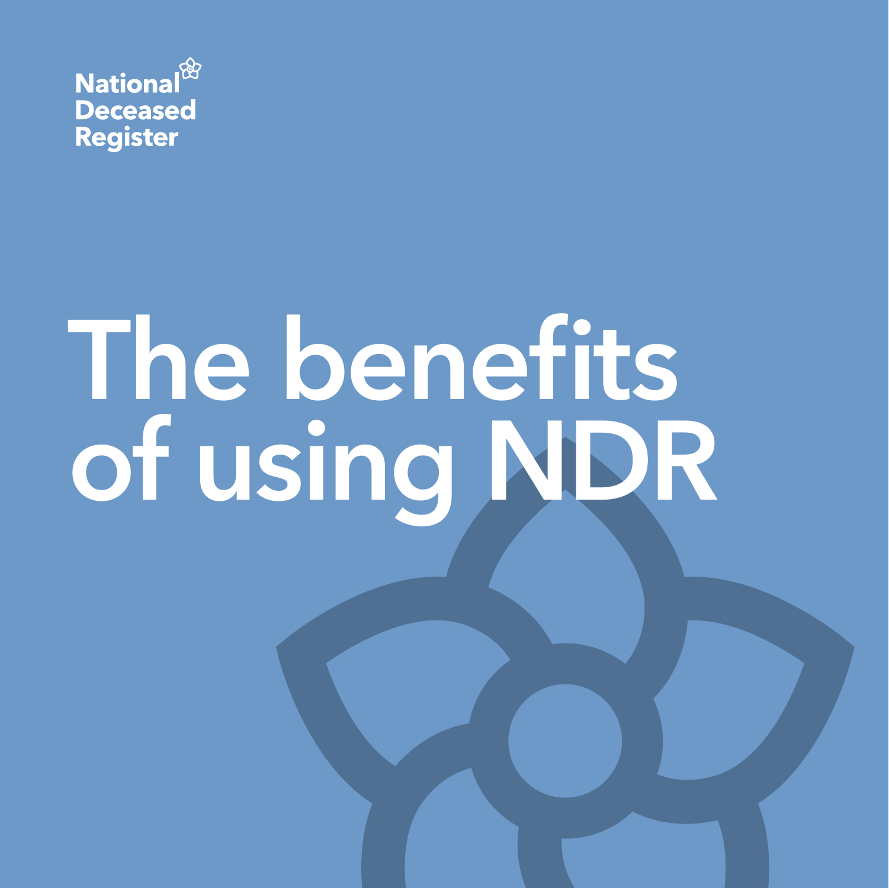National Deceased Register

# The benefits of using NDR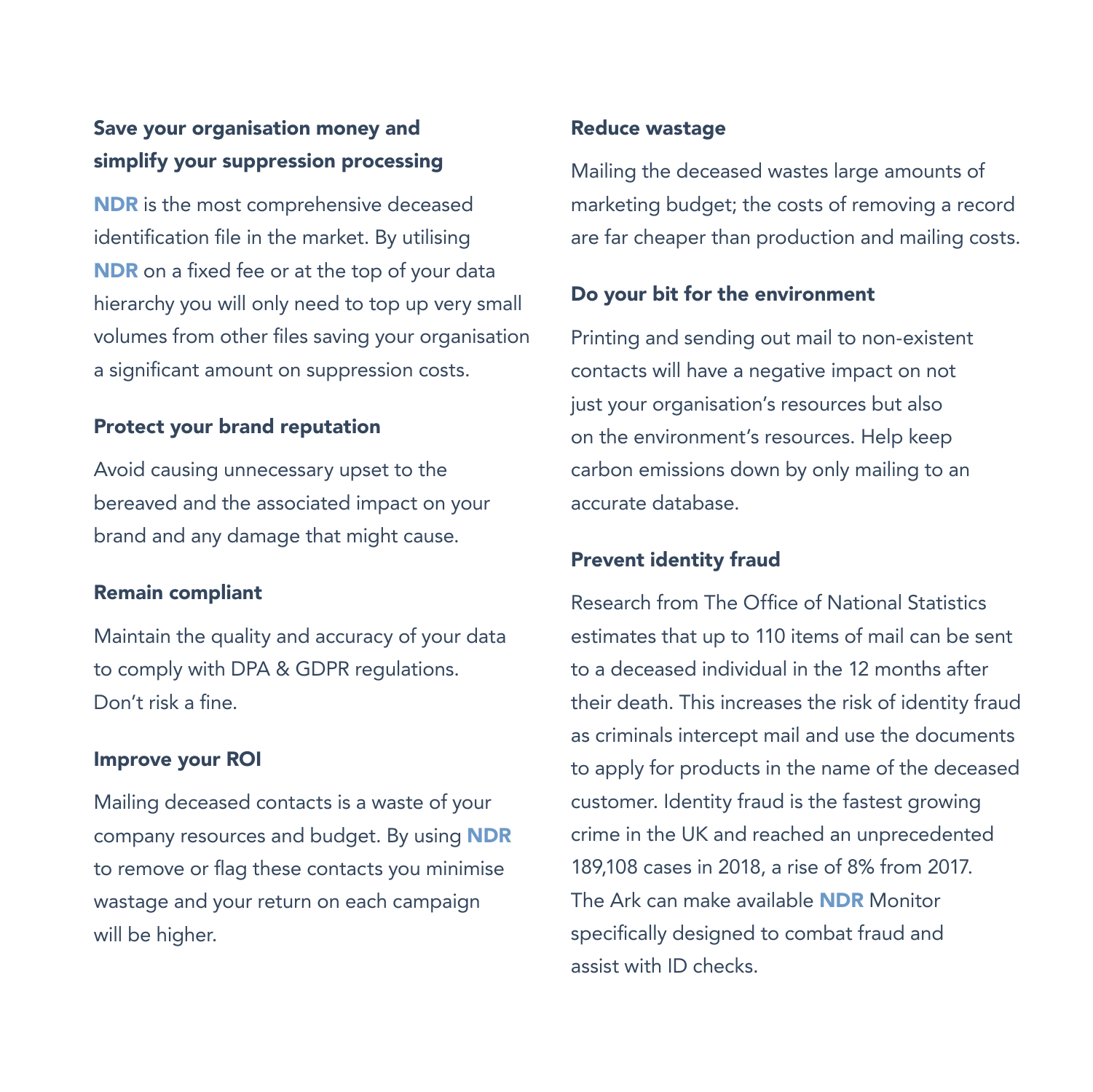## Save your organisation money and simplify your suppression processing

**NDR** is the most comprehensive deceased identification file in the market. By utilising **NDR** on a fixed fee or at the top of your data hierarchy you will only need to top up very small volumes from other files saving your organisation a significant amount on suppression costs.

## Protect your brand reputation

Avoid causing unnecessary upset to the bereaved and the associated impact on your brand and any damage that might cause.

## Remain compliant

Maintain the quality and accuracy of your data to comply with DPA & GDPR regulations. Don't risk a fine.

## Improve your ROI

Mailing deceased contacts is a waste of your company resources and budget. By using **NDR** to remove or flag these contacts you minimise wastage and your return on each campaign will be higher.

## Reduce wastage

Mailing the deceased wastes large amounts of marketing budget; the costs of removing a record are far cheaper than production and mailing costs.

## Do your bit for the environment

Printing and sending out mail to non-existent contacts will have a negative impact on not just your organisation's resources but also on the environment's resources. Help keep carbon emissions down by only mailing to an accurate database.

## Prevent identity fraud

Research from The Office of National Statistics estimates that up to 110 items of mail can be sent to a deceased individual in the 12 months after their death. This increases the risk of identity fraud as criminals intercept mail and use the documents to apply for products in the name of the deceased customer. Identity fraud is the fastest growing crime in the UK and reached an unprecedented 189,108 cases in 2018, a rise of 8% from 2017. The Ark can make available **NDR** Monitor specifically designed to combat fraud and assist with ID checks.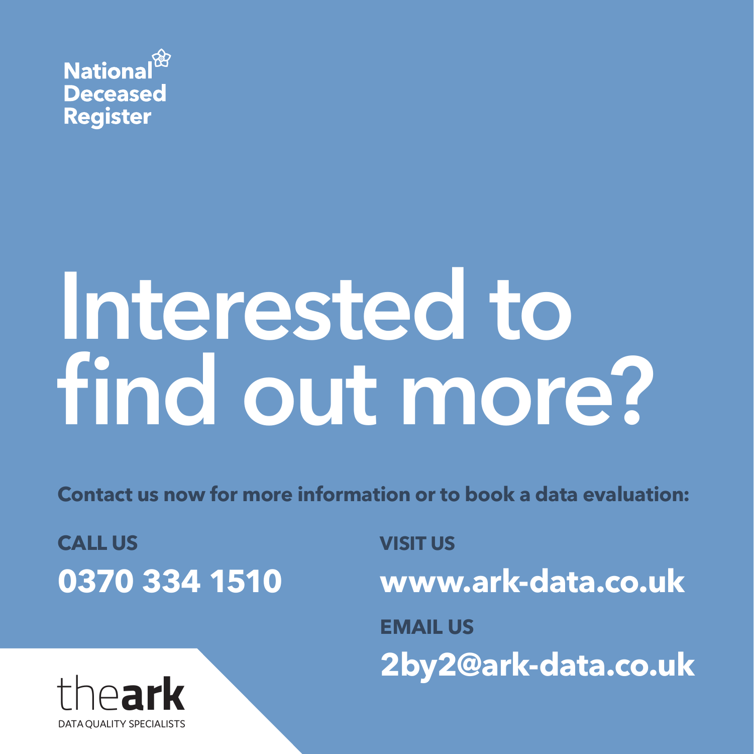National Deceased Register

# Interested to find out more?

**Contact us now for more information or to book a data evaluation:**

**CALL US**

**0370 334 1510**

**VISIT US**

**www.ark-data.co.uk**

**EMAIL US**

**2by2@ark-data.co.uk**

theark

DATA QUALITY SPECIALISTS